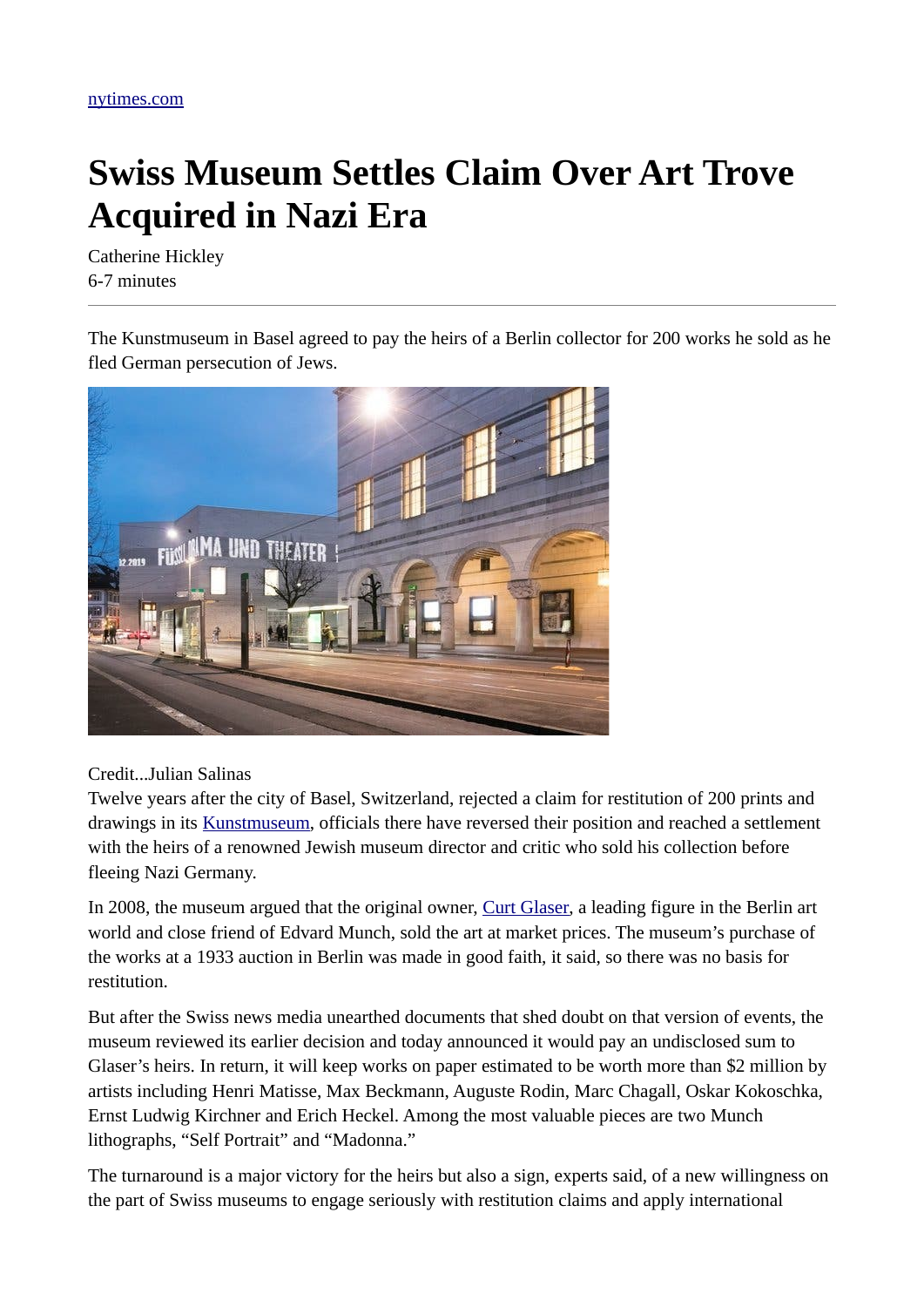nytimes.com

# Swiss Museum Settles Claim Over Art Trove Acquired in Nazi Era

Catherine Hickley
6-7 minutes

---

The Kunstmuseum in Basel agreed to pay the heirs of a Berlin collector for 200 works he sold as he fled German persecution of Jews.

Credit...Julian Salinas

Twelve years after the city of Basel, Switzerland, rejected a claim for restitution of 200 prints and drawings in its Kunstmuseum, officials there have reversed their position and reached a settlement with the heirs of a renowned Jewish museum director and critic who sold his collection before fleeing Nazi Germany.

In 2008, the museum argued that the original owner, Curt Glaser, a leading figure in the Berlin art world and close friend of Edvard Munch, sold the art at market prices. The museum's purchase of the works at a 1933 auction in Berlin was made in good faith, it said, so there was no basis for restitution.

But after the Swiss news media unearthed documents that shed doubt on that version of events, the museum reviewed its earlier decision and today announced it would pay an undisclosed sum to Glaser's heirs. In return, it will keep works on paper estimated to be worth more than $2 million by artists including Henri Matisse, Max Beckmann, Auguste Rodin, Marc Chagall, Oskar Kokoschka, Ernst Ludwig Kirchner and Erich Heckel. Among the most valuable pieces are two Munch lithographs, "Self Portrait" and "Madonna."

The turnaround is a major victory for the heirs but also a sign, experts said, of a new willingness on the part of Swiss museums to engage seriously with restitution claims and apply international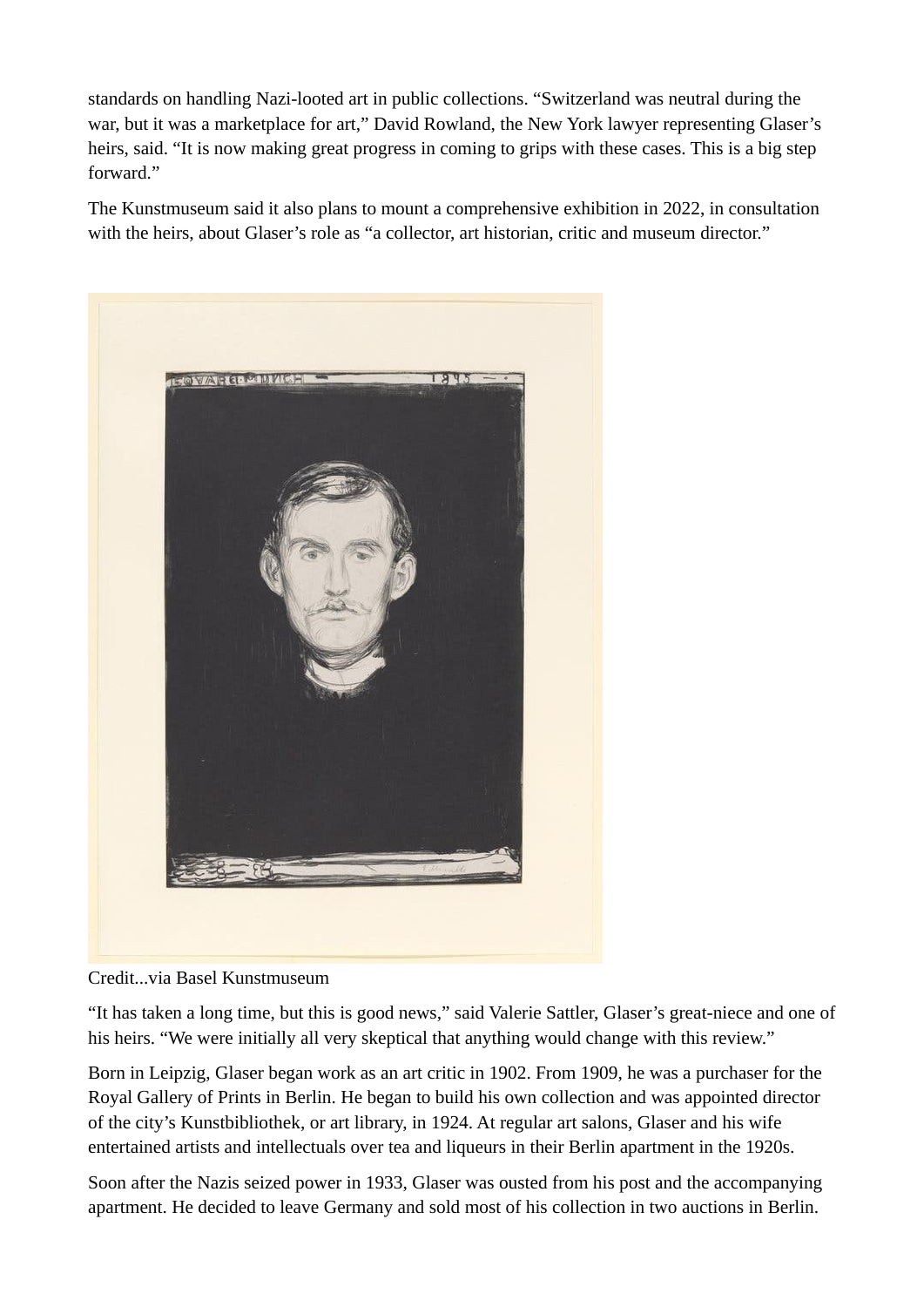standards on handling Nazi-looted art in public collections. “Switzerland was neutral during the war, but it was a marketplace for art,” David Rowland, the New York lawyer representing Glaser’s heirs, said. “It is now making great progress in coming to grips with these cases. This is a big step forward.”

The Kunstmuseum said it also plans to mount a comprehensive exhibition in 2022, in consultation with the heirs, about Glaser’s role as “a collector, art historian, critic and museum director.”

Credit...via Basel Kunstmuseum

“It has taken a long time, but this is good news,” said Valerie Sattler, Glaser’s great-niece and one of his heirs. “We were initially all very skeptical that anything would change with this review.”

Born in Leipzig, Glaser began work as an art critic in 1902. From 1909, he was a purchaser for the Royal Gallery of Prints in Berlin. He began to build his own collection and was appointed director of the city’s Kunstbibliothek, or art library, in 1924. At regular art salons, Glaser and his wife entertained artists and intellectuals over tea and liqueurs in their Berlin apartment in the 1920s.

Soon after the Nazis seized power in 1933, Glaser was ousted from his post and the accompanying apartment. He decided to leave Germany and sold most of his collection in two auctions in Berlin.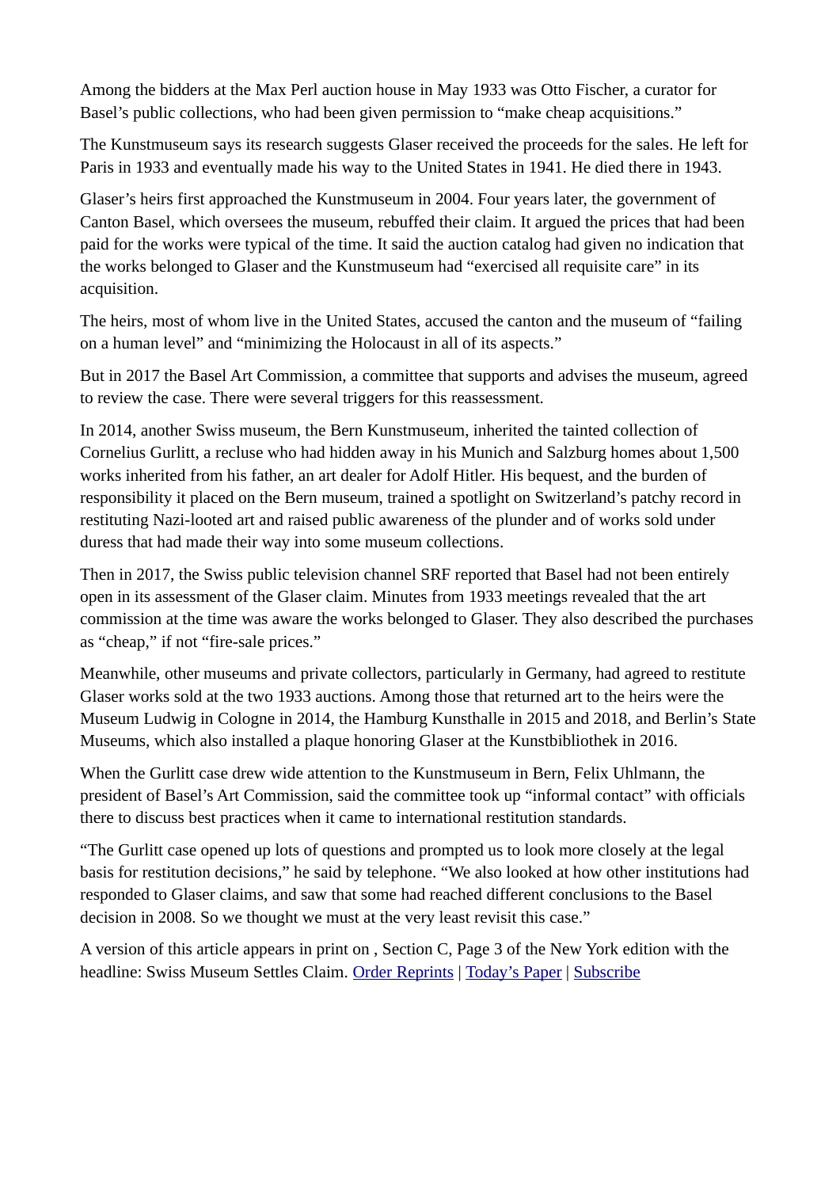Among the bidders at the Max Perl auction house in May 1933 was Otto Fischer, a curator for Basel's public collections, who had been given permission to "make cheap acquisitions."

The Kunstmuseum says its research suggests Glaser received the proceeds for the sales. He left for Paris in 1933 and eventually made his way to the United States in 1941. He died there in 1943.

Glaser's heirs first approached the Kunstmuseum in 2004. Four years later, the government of Canton Basel, which oversees the museum, rebuffed their claim. It argued the prices that had been paid for the works were typical of the time. It said the auction catalog had given no indication that the works belonged to Glaser and the Kunstmuseum had "exercised all requisite care" in its acquisition.

The heirs, most of whom live in the United States, accused the canton and the museum of "failing on a human level" and "minimizing the Holocaust in all of its aspects."

But in 2017 the Basel Art Commission, a committee that supports and advises the museum, agreed to review the case. There were several triggers for this reassessment.

In 2014, another Swiss museum, the Bern Kunstmuseum, inherited the tainted collection of Cornelius Gurlitt, a recluse who had hidden away in his Munich and Salzburg homes about 1,500 works inherited from his father, an art dealer for Adolf Hitler. His bequest, and the burden of responsibility it placed on the Bern museum, trained a spotlight on Switzerland's patchy record in restituting Nazi-looted art and raised public awareness of the plunder and of works sold under duress that had made their way into some museum collections.

Then in 2017, the Swiss public television channel SRF reported that Basel had not been entirely open in its assessment of the Glaser claim. Minutes from 1933 meetings revealed that the art commission at the time was aware the works belonged to Glaser. They also described the purchases as "cheap," if not "fire-sale prices."

Meanwhile, other museums and private collectors, particularly in Germany, had agreed to restitute Glaser works sold at the two 1933 auctions. Among those that returned art to the heirs were the Museum Ludwig in Cologne in 2014, the Hamburg Kunsthalle in 2015 and 2018, and Berlin's State Museums, which also installed a plaque honoring Glaser at the Kunstbibliothek in 2016.

When the Gurlitt case drew wide attention to the Kunstmuseum in Bern, Felix Uhlmann, the president of Basel's Art Commission, said the committee took up "informal contact" with officials there to discuss best practices when it came to international restitution standards.

"The Gurlitt case opened up lots of questions and prompted us to look more closely at the legal basis for restitution decisions," he said by telephone. "We also looked at how other institutions had responded to Glaser claims, and saw that some had reached different conclusions to the Basel decision in 2008. So we thought we must at the very least revisit this case."

A version of this article appears in print on , Section C, Page 3 of the New York edition with the headline: Swiss Museum Settles Claim. Order Reprints | Today's Paper | Subscribe